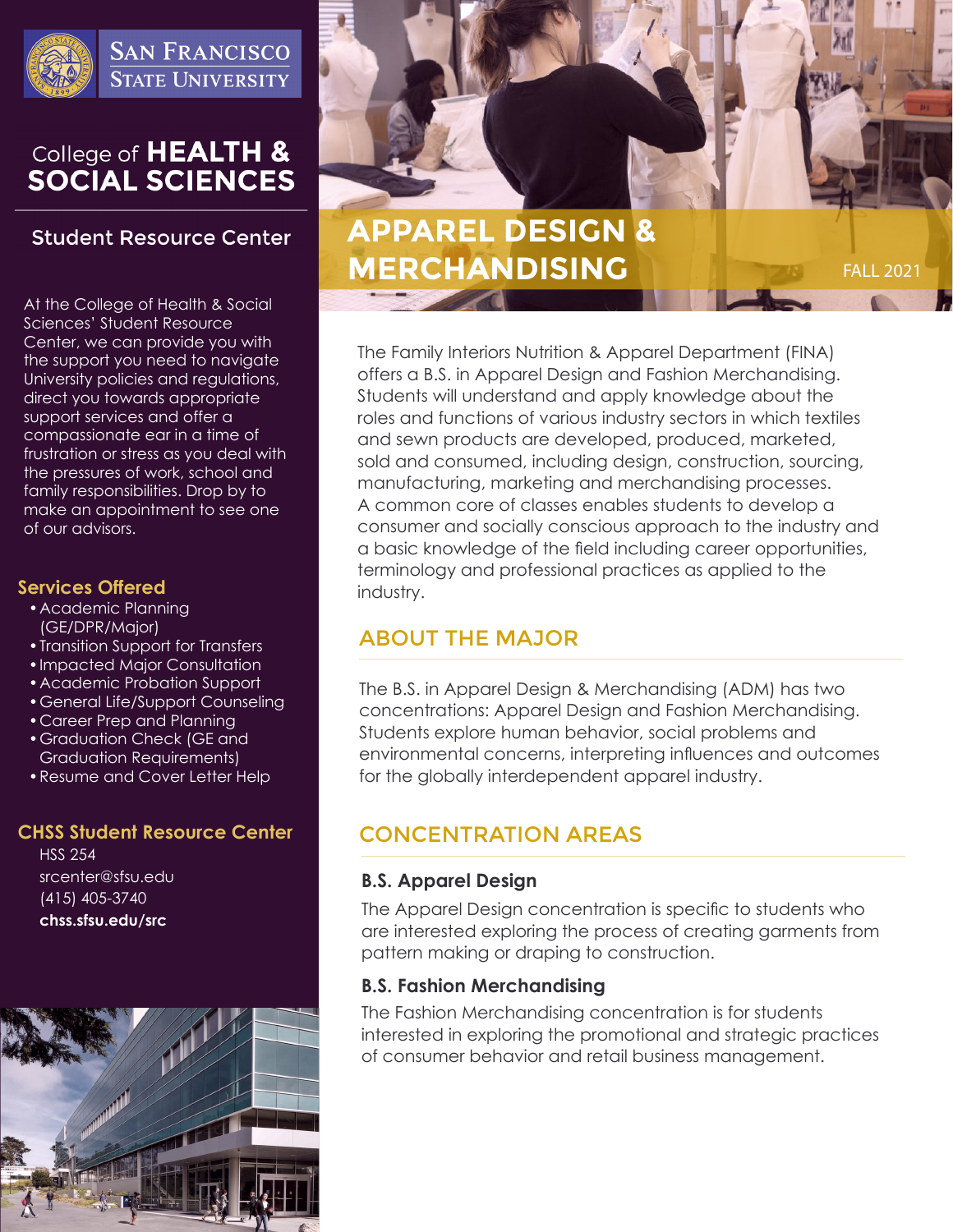San Francisco State University

College of **HEALTH & SOCIAL SCIENCES**

## Student Resource Center

At the College of Health & Social Sciences' Student Resource Center, we can provide you with the support you need to navigate University policies and regulations, direct you towards appropriate support services and offer a compassionate ear in a time of frustration or stress as you deal with the pressures of work, school and family responsibilities. Drop by to make an appointment to see one of our advisors.

### Services Offered

- Academic Planning (GE/DPR/Major)
- Transition Support for Transfers
- Impacted Major Consultation
- Academic Probation Support
- General Life/Support Counseling
- Career Prep and Planning
- Graduation Check (GE and Graduation Requirements)
- Resume and Cover Letter Help

### CHSS Student Resource Center

HSS 254
srcenter@sfsu.edu
(415) 405-3740
**chss.sfsu.edu/src**

# APPAREL DESIGN & MERCHANDISING

FALL 2021

The Family Interiors Nutrition & Apparel Department (FINA) offers a B.S. in Apparel Design and Fashion Merchandising. Students will understand and apply knowledge about the roles and functions of various industry sectors in which textiles and sewn products are developed, produced, marketed, sold and consumed, including design, construction, sourcing, manufacturing, marketing and merchandising processes. A common core of classes enables students to develop a consumer and socially conscious approach to the industry and a basic knowledge of the field including career opportunities, terminology and professional practices as applied to the industry.

## ABOUT THE MAJOR

The B.S. in Apparel Design & Merchandising (ADM) has two concentrations: Apparel Design and Fashion Merchandising. Students explore human behavior, social problems and environmental concerns, interpreting influences and outcomes for the globally interdependent apparel industry.

## CONCENTRATION AREAS

### B.S. Apparel Design

The Apparel Design concentration is specific to students who are interested exploring the process of creating garments from pattern making or draping to construction.

### B.S. Fashion Merchandising

The Fashion Merchandising concentration is for students interested in exploring the promotional and strategic practices of consumer behavior and retail business management.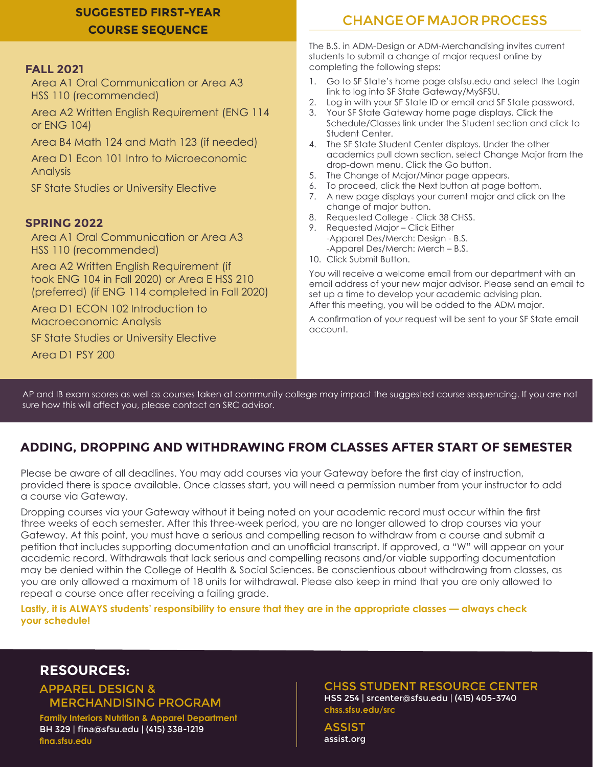## SUGGESTED FIRST-YEAR COURSE SEQUENCE

### FALL 2021

Area A1 Oral Communication or Area A3 HSS 110 (recommended)

Area A2 Written English Requirement (ENG 114 or ENG 104)

Area B4 Math 124 and Math 123 (if needed)

Area D1 Econ 101 Intro to Microeconomic Analysis

SF State Studies or University Elective

### SPRING 2022

Area A1 Oral Communication or Area A3 HSS 110 (recommended)

Area A2 Written English Requirement (if took ENG 104 in Fall 2020) or Area E HSS 210 (preferred) (if ENG 114 completed in Fall 2020)

Area D1 ECON 102 Introduction to Macroeconomic Analysis

SF State Studies or University Elective

Area D1 PSY 200

## CHANGE OF MAJOR PROCESS

The B.S. in ADM-Design or ADM-Merchandising invites current students to submit a change of major request online by completing the following steps:

1. Go to SF State's home page atsfsu.edu and select the Login link to log into SF State Gateway/MySFSU.
2. Log in with your SF State ID or email and SF State password.
3. Your SF State Gateway home page displays. Click the Schedule/Classes link under the Student section and click to Student Center.
4. The SF State Student Center displays. Under the other academics pull down section, select Change Major from the drop-down menu. Click the Go button.
5. The Change of Major/Minor page appears.
6. To proceed, click the Next button at page bottom.
7. A new page displays your current major and click on the change of major button.
8. Requested College - Click 38 CHSS.
9. Requested Major – Click Either
   -Apparel Des/Merch: Design - B.S.
   -Apparel Des/Merch: Merch – B.S.
10. Click Submit Button.

You will receive a welcome email from our department with an email address of your new major advisor. Please send an email to set up a time to develop your academic advising plan. After this meeting, you will be added to the ADM major.

A confirmation of your request will be sent to your SF State email account.

AP and IB exam scores as well as courses taken at community college may impact the suggested course sequencing. If you are not sure how this will affect you, please contact an SRC advisor.

## ADDING, DROPPING AND WITHDRAWING FROM CLASSES AFTER START OF SEMESTER

Please be aware of all deadlines. You may add courses via your Gateway before the first day of instruction, provided there is space available. Once classes start, you will need a permission number from your instructor to add a course via Gateway.

Dropping courses via your Gateway without it being noted on your academic record must occur within the first three weeks of each semester. After this three-week period, you are no longer allowed to drop courses via your Gateway. At this point, you must have a serious and compelling reason to withdraw from a course and submit a petition that includes supporting documentation and an unofficial transcript. If approved, a "W" will appear on your academic record. Withdrawals that lack serious and compelling reasons and/or viable supporting documentation may be denied within the College of Health & Social Sciences. Be conscientious about withdrawing from classes, as you are only allowed a maximum of 18 units for withdrawal. Please also keep in mind that you are only allowed to repeat a course once after receiving a failing grade.

**Lastly, it is ALWAYS students' responsibility to ensure that they are in the appropriate classes — always check your schedule!**

## RESOURCES:

### APPAREL DESIGN & MERCHANDISING PROGRAM

**Family Interiors Nutrition & Apparel Department**
BH 329 | fina@sfsu.edu | (415) 338-1219
**fina.sfsu.edu**

### CHSS STUDENT RESOURCE CENTER

HSS 254 | srcenter@sfsu.edu | (415) 405-3740
**chss.sfsu.edu/src**

### ASSIST

assist.org